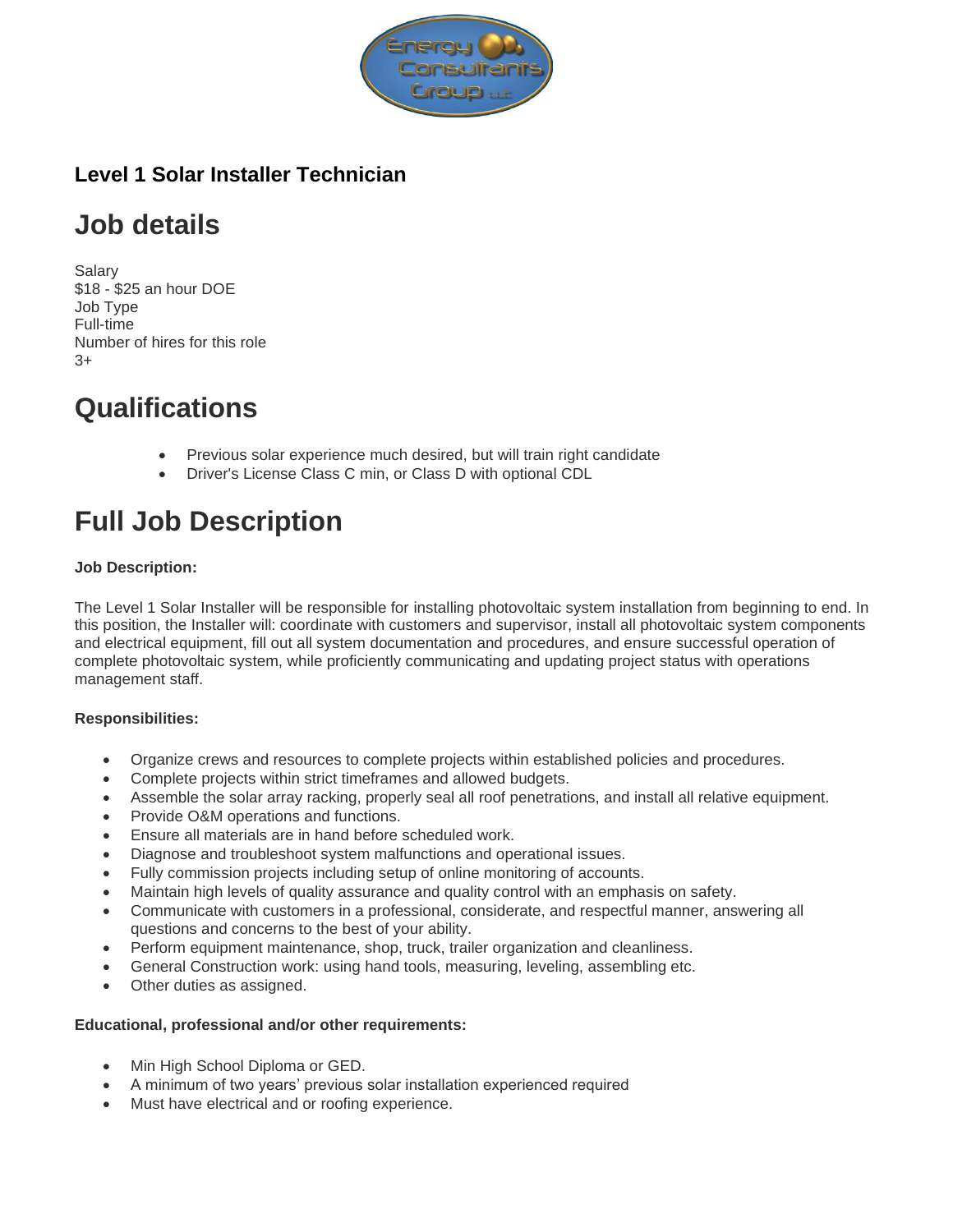### Level 1 Solar Installer Technician

# Job details

Salary
$18 - $25 an hour DOE
Job Type
Full-time
Number of hires for this role
3+

# Qualifications

- Previous solar experience much desired, but will train right candidate
- Driver's License Class C min, or Class D with optional CDL

# Full Job Description

**Job Description:**

The Level 1 Solar Installer will be responsible for installing photovoltaic system installation from beginning to end. In this position, the Installer will: coordinate with customers and supervisor, install all photovoltaic system components and electrical equipment, fill out all system documentation and procedures, and ensure successful operation of complete photovoltaic system, while proficiently communicating and updating project status with operations management staff.

**Responsibilities:**

- Organize crews and resources to complete projects within established policies and procedures.
- Complete projects within strict timeframes and allowed budgets.
- Assemble the solar array racking, properly seal all roof penetrations, and install all relative equipment.
- Provide O&M operations and functions.
- Ensure all materials are in hand before scheduled work.
- Diagnose and troubleshoot system malfunctions and operational issues.
- Fully commission projects including setup of online monitoring of accounts.
- Maintain high levels of quality assurance and quality control with an emphasis on safety.
- Communicate with customers in a professional, considerate, and respectful manner, answering all questions and concerns to the best of your ability.
- Perform equipment maintenance, shop, truck, trailer organization and cleanliness.
- General Construction work: using hand tools, measuring, leveling, assembling etc.
- Other duties as assigned.

**Educational, professional and/or other requirements:**

- Min High School Diploma or GED.
- A minimum of two years' previous solar installation experienced required
- Must have electrical and or roofing experience.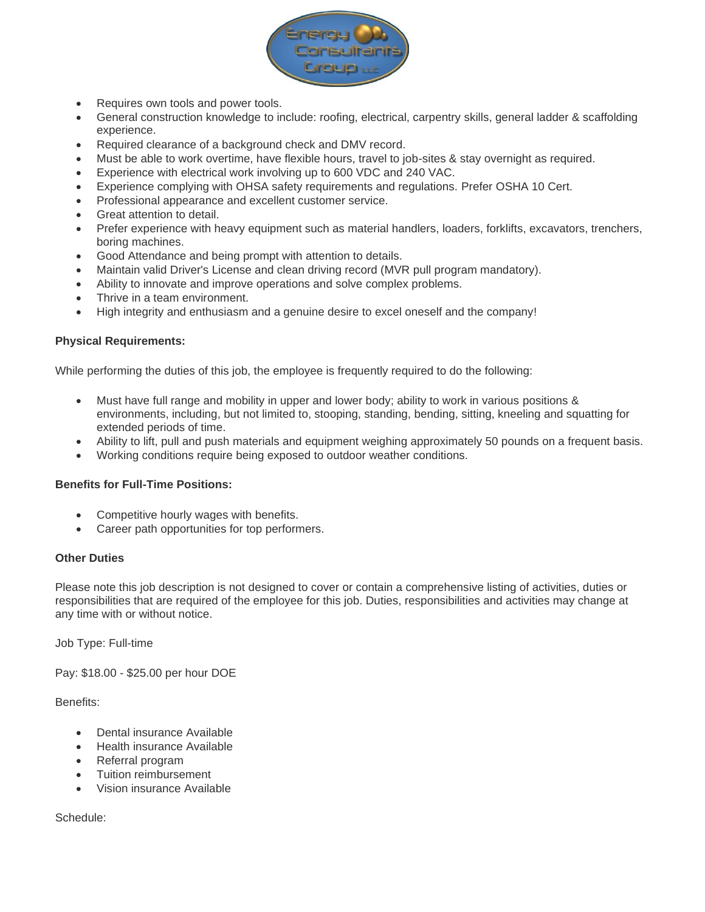- Requires own tools and power tools.
- General construction knowledge to include: roofing, electrical, carpentry skills, general ladder & scaffolding experience.
- Required clearance of a background check and DMV record.
- Must be able to work overtime, have flexible hours, travel to job-sites & stay overnight as required.
- Experience with electrical work involving up to 600 VDC and 240 VAC.
- Experience complying with OHSA safety requirements and regulations. Prefer OSHA 10 Cert.
- Professional appearance and excellent customer service.
- Great attention to detail.
- Prefer experience with heavy equipment such as material handlers, loaders, forklifts, excavators, trenchers, boring machines.
- Good Attendance and being prompt with attention to details.
- Maintain valid Driver's License and clean driving record (MVR pull program mandatory).
- Ability to innovate and improve operations and solve complex problems.
- Thrive in a team environment.
- High integrity and enthusiasm and a genuine desire to excel oneself and the company!

**Physical Requirements:**

While performing the duties of this job, the employee is frequently required to do the following:

- Must have full range and mobility in upper and lower body; ability to work in various positions & environments, including, but not limited to, stooping, standing, bending, sitting, kneeling and squatting for extended periods of time.
- Ability to lift, pull and push materials and equipment weighing approximately 50 pounds on a frequent basis.
- Working conditions require being exposed to outdoor weather conditions.

**Benefits for Full-Time Positions:**

- Competitive hourly wages with benefits.
- Career path opportunities for top performers.

**Other Duties**

Please note this job description is not designed to cover or contain a comprehensive listing of activities, duties or responsibilities that are required of the employee for this job. Duties, responsibilities and activities may change at any time with or without notice.

Job Type: Full-time

Pay: $18.00 - $25.00 per hour DOE

Benefits:

- Dental insurance Available
- Health insurance Available
- Referral program
- Tuition reimbursement
- Vision insurance Available

Schedule: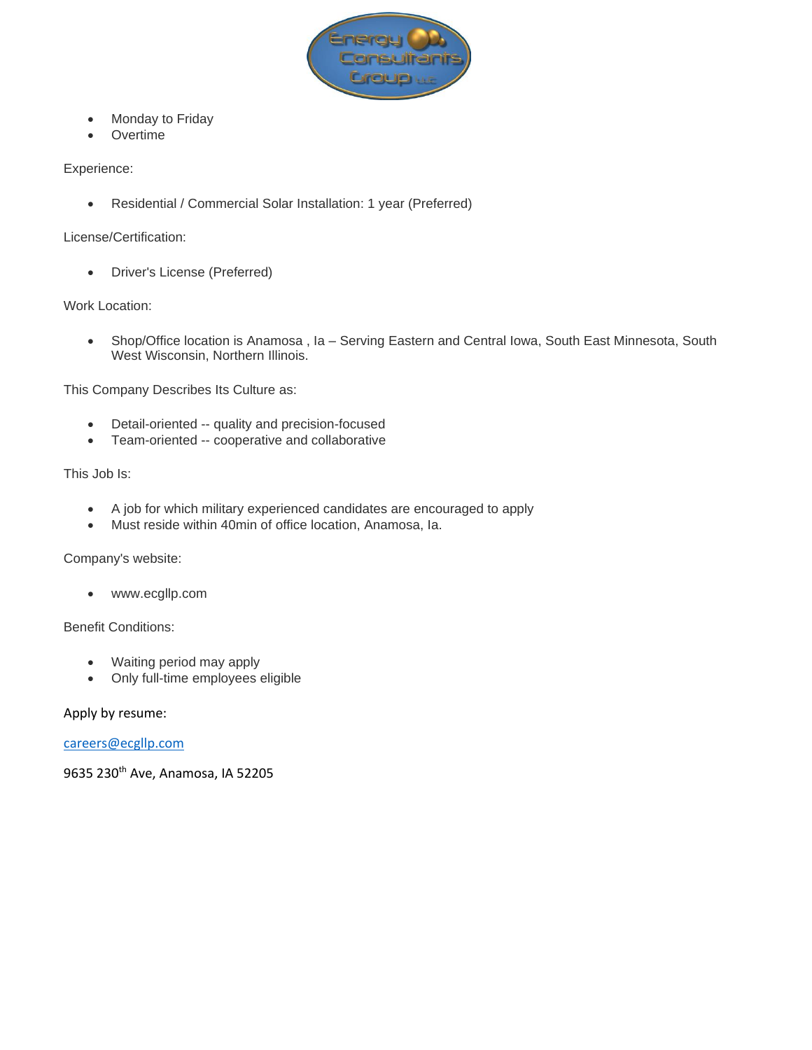- Monday to Friday
- Overtime

Experience:

- Residential / Commercial Solar Installation: 1 year (Preferred)

License/Certification:

- Driver's License (Preferred)

Work Location:

- Shop/Office location is Anamosa , Ia – Serving Eastern and Central Iowa, South East Minnesota, South West Wisconsin, Northern Illinois.

This Company Describes Its Culture as:

- Detail-oriented -- quality and precision-focused
- Team-oriented -- cooperative and collaborative

This Job Is:

- A job for which military experienced candidates are encouraged to apply
- Must reside within 40min of office location, Anamosa, Ia.

Company's website:

- www.ecgllp.com

Benefit Conditions:

- Waiting period may apply
- Only full-time employees eligible

Apply by resume:

careers@ecgllp.com

9635 230th Ave, Anamosa, IA 52205